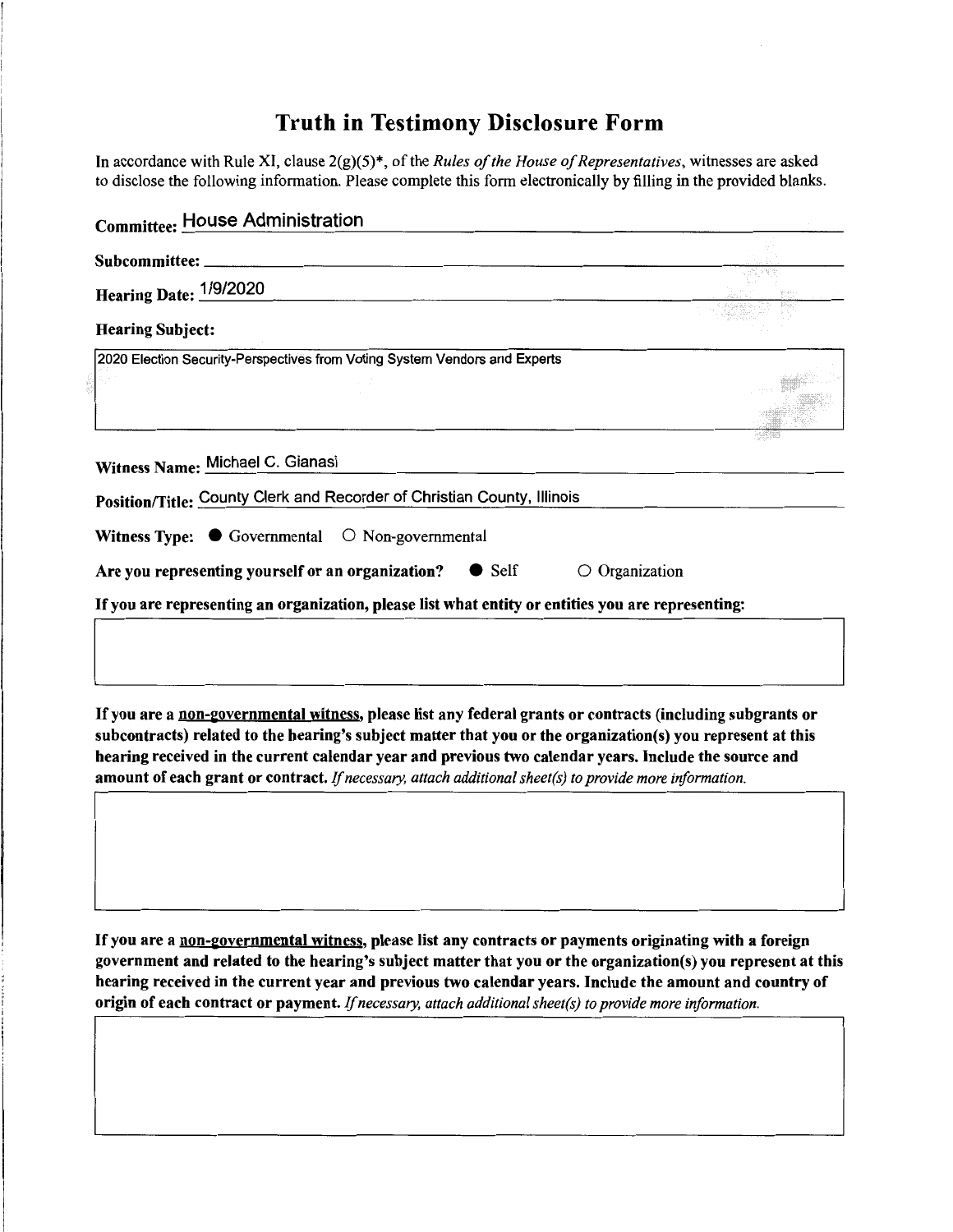# Truth in Testimony Disclosure Form

In accordance with Rule XI, clause 2(g)(5)*, of the *Rules of the House of Representatives*, witnesses are asked to disclose the following information. Please complete this form electronically by filling in the provided blanks.

**Committee:** House Administration

**Subcommittee:**

**Hearing Date:** 1/9/2020

**Hearing Subject:**

2020 Election Security-Perspectives from Voting System Vendors and Experts

**Witness Name:** Michael C. Gianasi

**Position/Title:** County Clerk and Recorder of Christian County, Illinois

**Witness Type:** ● Governmental ○ Non-governmental

**Are you representing yourself or an organization?** ● Self ○ Organization

**If you are representing an organization, please list what entity or entities you are representing:**

**If you are a non-governmental witness, please list any federal grants or contracts (including subgrants or subcontracts) related to the hearing's subject matter that you or the organization(s) you represent at this hearing received in the current calendar year and previous two calendar years. Include the source and amount of each grant or contract.** *If necessary, attach additional sheet(s) to provide more information.*

**If you are a non-governmental witness, please list any contracts or payments originating with a foreign government and related to the hearing's subject matter that you or the organization(s) you represent at this hearing received in the current year and previous two calendar years. Include the amount and country of origin of each contract or payment.** *If necessary, attach additional sheet(s) to provide more information.*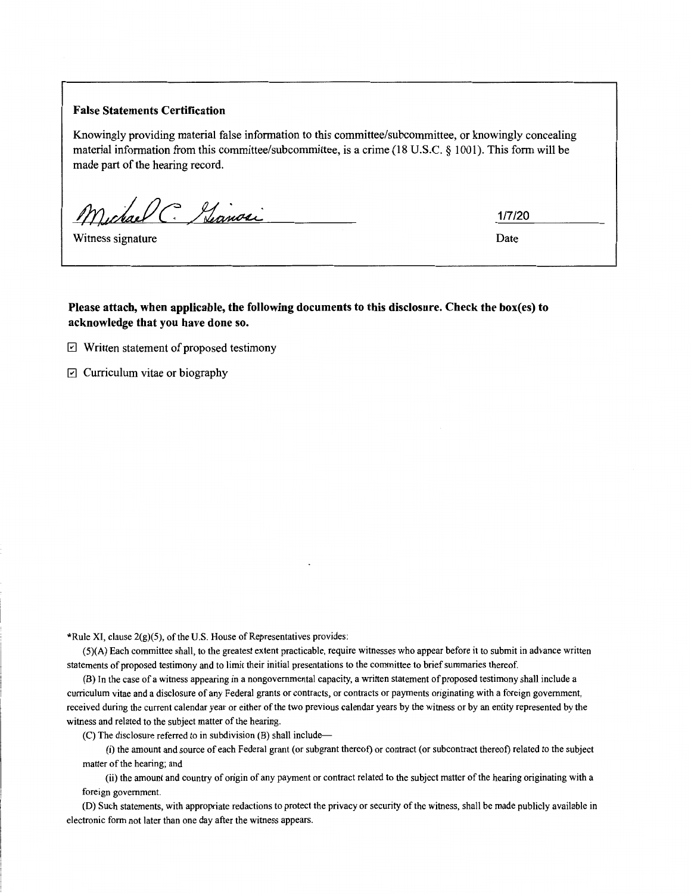**False Statements Certification**

Knowingly providing material false information to this committee/subcommittee, or knowingly concealing material information from this committee/subcommittee, is a crime (18 U.S.C. § 1001). This form will be made part of the hearing record.

Michael C. Gianosi

Witness signature

1/7/20

Date

**Please attach, when applicable, the following documents to this disclosure. Check the box(es) to acknowledge that you have done so.**

- ☑ Written statement of proposed testimony
- ☑ Curriculum vitae or biography

*Rule XI, clause 2(g)(5), of the U.S. House of Representatives provides:

(5)(A) Each committee shall, to the greatest extent practicable, require witnesses who appear before it to submit in advance written statements of proposed testimony and to limit their initial presentations to the committee to brief summaries thereof.

(B) In the case of a witness appearing in a nongovernmental capacity, a written statement of proposed testimony shall include a curriculum vitae and a disclosure of any Federal grants or contracts, or contracts or payments originating with a foreign government, received during the current calendar year or either of the two previous calendar years by the witness or by an entity represented by the witness and related to the subject matter of the hearing.

(C) The disclosure referred to in subdivision (B) shall include—

(i) the amount and source of each Federal grant (or subgrant thereof) or contract (or subcontract thereof) related to the subject matter of the hearing; and

(ii) the amount and country of origin of any payment or contract related to the subject matter of the hearing originating with a foreign government.

(D) Such statements, with appropriate redactions to protect the privacy or security of the witness, shall be made publicly available in electronic form not later than one day after the witness appears.